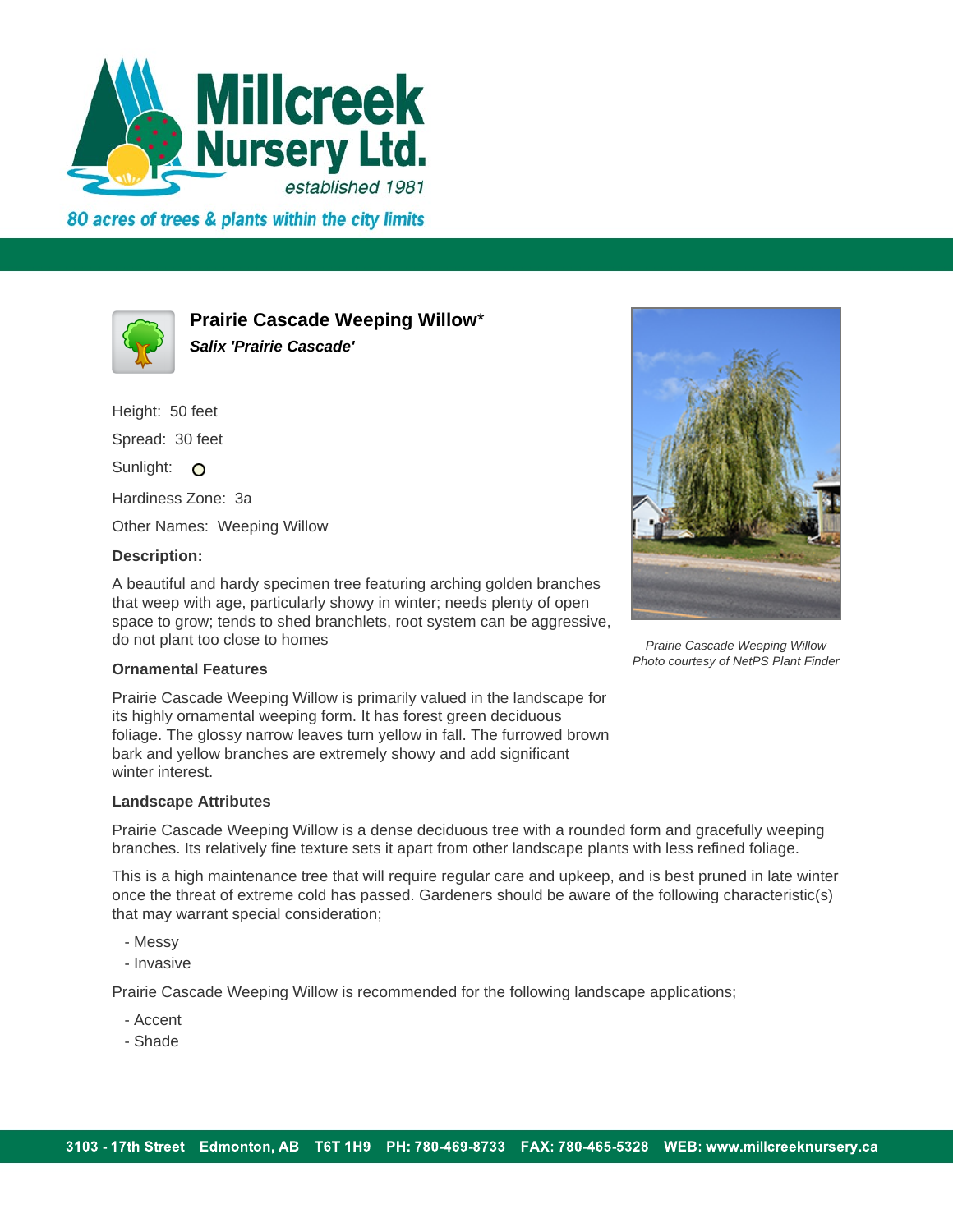# Millcreek Nursery Ltd.

*established 1981*

*80 acres of trees & plants within the city limits*

## Prairie Cascade Weeping Willow*

***Salix 'Prairie Cascade'***

Height: 50 feet

Spread: 30 feet

Sunlight: O

Hardiness Zone: 3a

Other Names: Weeping Willow

**Description:**

A beautiful and hardy specimen tree featuring arching golden branches that weep with age, particularly showy in winter; needs plenty of open space to grow; tends to shed branchlets, root system can be aggressive, do not plant too close to homes

*Prairie Cascade Weeping Willow*
*Photo courtesy of NetPS Plant Finder*

**Ornamental Features**

Prairie Cascade Weeping Willow is primarily valued in the landscape for its highly ornamental weeping form. It has forest green deciduous foliage. The glossy narrow leaves turn yellow in fall. The furrowed brown bark and yellow branches are extremely showy and add significant winter interest.

**Landscape Attributes**

Prairie Cascade Weeping Willow is a dense deciduous tree with a rounded form and gracefully weeping branches. Its relatively fine texture sets it apart from other landscape plants with less refined foliage.

This is a high maintenance tree that will require regular care and upkeep, and is best pruned in late winter once the threat of extreme cold has passed. Gardeners should be aware of the following characteristic(s) that may warrant special consideration;

- Messy
- Invasive

Prairie Cascade Weeping Willow is recommended for the following landscape applications;

- Accent
- Shade

3103 - 17th Street Edmonton, AB T6T 1H9 PH: 780-469-8733 FAX: 780-465-5328 WEB: www.millcreeknursery.ca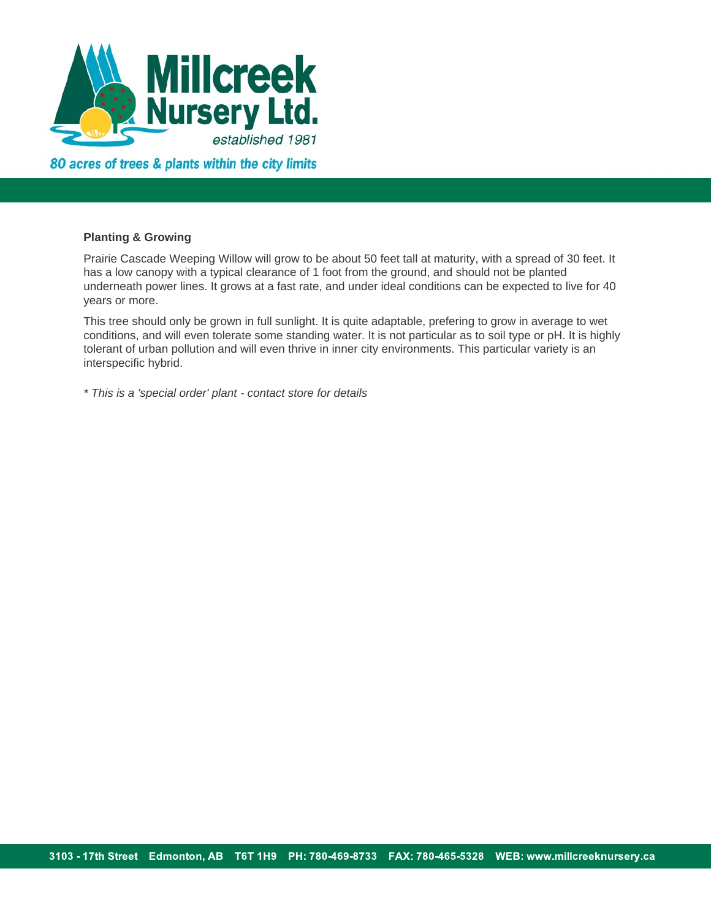### Planting & Growing

Prairie Cascade Weeping Willow will grow to be about 50 feet tall at maturity, with a spread of 30 feet. It has a low canopy with a typical clearance of 1 foot from the ground, and should not be planted underneath power lines. It grows at a fast rate, and under ideal conditions can be expected to live for 40 years or more.

This tree should only be grown in full sunlight. It is quite adaptable, prefering to grow in average to wet conditions, and will even tolerate some standing water. It is not particular as to soil type or pH. It is highly tolerant of urban pollution and will even thrive in inner city environments. This particular variety is an interspecific hybrid.

*\* This is a 'special order' plant - contact store for details*